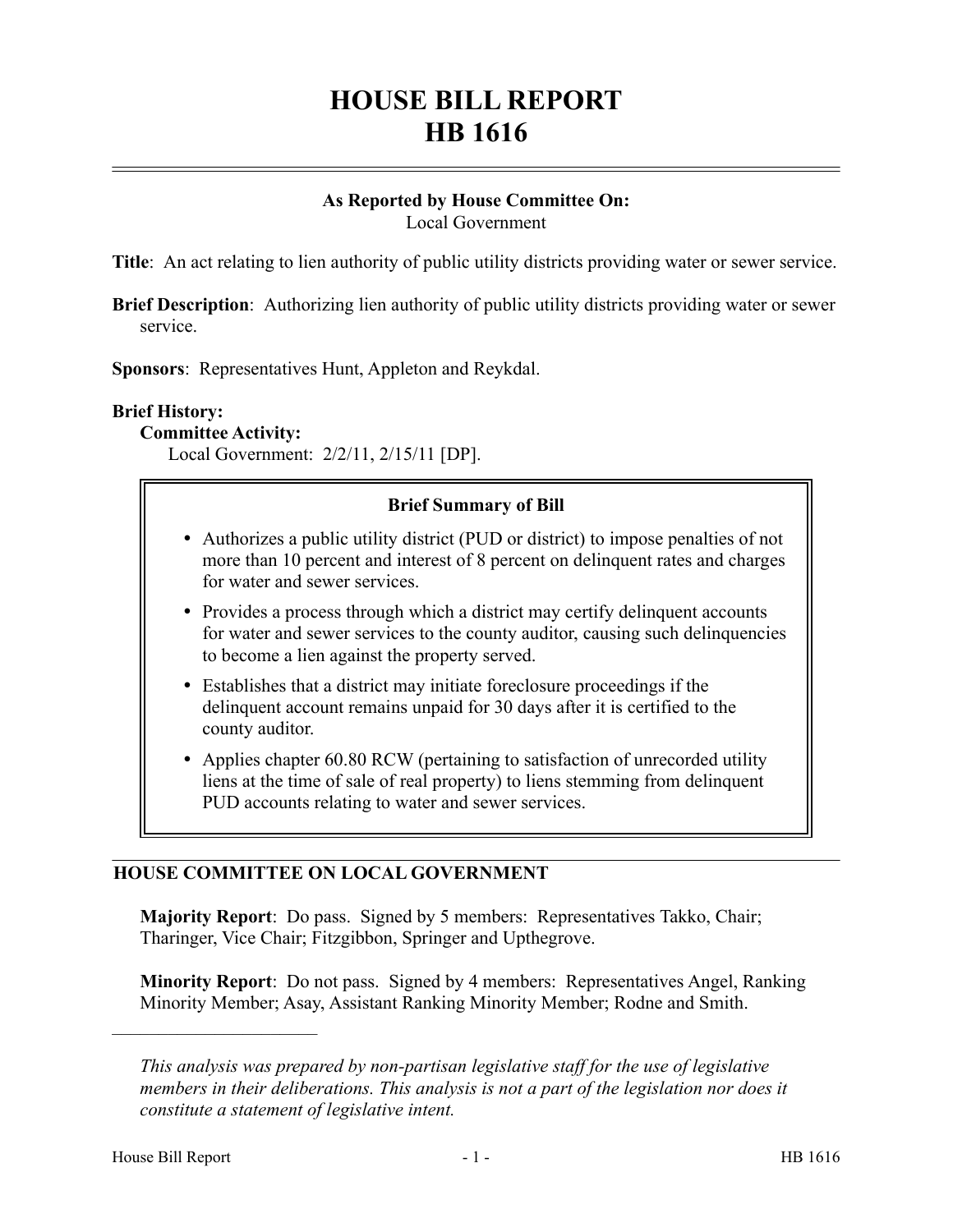# HOUSE BILL REPORT
# HB 1616

**As Reported by House Committee On:**
Local Government

**Title**: An act relating to lien authority of public utility districts providing water or sewer service.

**Brief Description**: Authorizing lien authority of public utility districts providing water or sewer service.

**Sponsors**: Representatives Hunt, Appleton and Reykdal.

**Brief History:**

**Committee Activity:**

Local Government: 2/2/11, 2/15/11 [DP].

**Brief Summary of Bill**

- Authorizes a public utility district (PUD or district) to impose penalties of not more than 10 percent and interest of 8 percent on delinquent rates and charges for water and sewer services.
- Provides a process through which a district may certify delinquent accounts for water and sewer services to the county auditor, causing such delinquencies to become a lien against the property served.
- Establishes that a district may initiate foreclosure proceedings if the delinquent account remains unpaid for 30 days after it is certified to the county auditor.
- Applies chapter 60.80 RCW (pertaining to satisfaction of unrecorded utility liens at the time of sale of real property) to liens stemming from delinquent PUD accounts relating to water and sewer services.

## HOUSE COMMITTEE ON LOCAL GOVERNMENT

**Majority Report**: Do pass. Signed by 5 members: Representatives Takko, Chair; Tharinger, Vice Chair; Fitzgibbon, Springer and Upthegrove.

**Minority Report**: Do not pass. Signed by 4 members: Representatives Angel, Ranking Minority Member; Asay, Assistant Ranking Minority Member; Rodne and Smith.

---

*This analysis was prepared by non-partisan legislative staff for the use of legislative members in their deliberations. This analysis is not a part of the legislation nor does it constitute a statement of legislative intent.*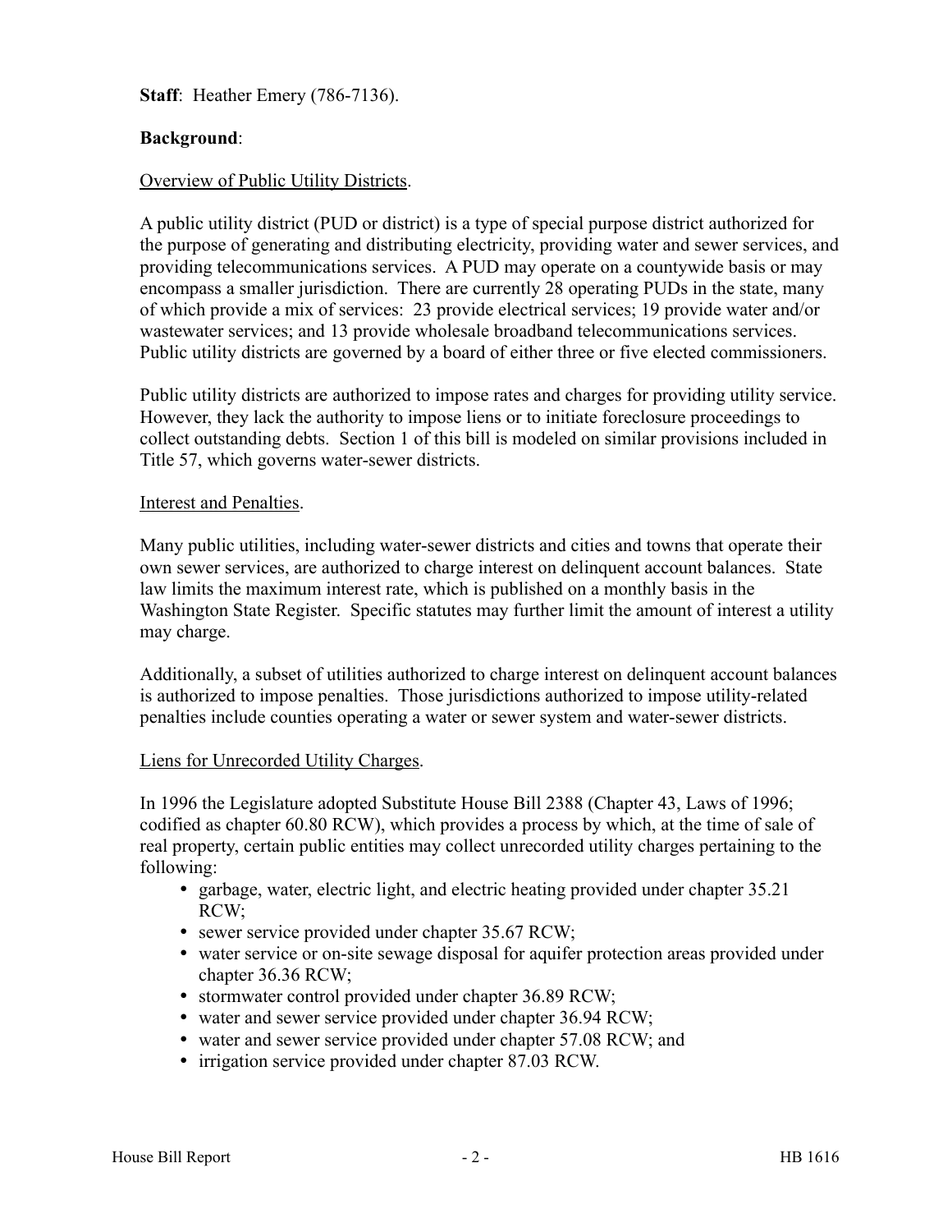**Staff**: Heather Emery (786-7136).

**Background**:

Overview of Public Utility Districts.

A public utility district (PUD or district) is a type of special purpose district authorized for the purpose of generating and distributing electricity, providing water and sewer services, and providing telecommunications services. A PUD may operate on a countywide basis or may encompass a smaller jurisdiction. There are currently 28 operating PUDs in the state, many of which provide a mix of services: 23 provide electrical services; 19 provide water and/or wastewater services; and 13 provide wholesale broadband telecommunications services. Public utility districts are governed by a board of either three or five elected commissioners.

Public utility districts are authorized to impose rates and charges for providing utility service. However, they lack the authority to impose liens or to initiate foreclosure proceedings to collect outstanding debts. Section 1 of this bill is modeled on similar provisions included in Title 57, which governs water-sewer districts.

Interest and Penalties.

Many public utilities, including water-sewer districts and cities and towns that operate their own sewer services, are authorized to charge interest on delinquent account balances. State law limits the maximum interest rate, which is published on a monthly basis in the Washington State Register. Specific statutes may further limit the amount of interest a utility may charge.

Additionally, a subset of utilities authorized to charge interest on delinquent account balances is authorized to impose penalties. Those jurisdictions authorized to impose utility-related penalties include counties operating a water or sewer system and water-sewer districts.

Liens for Unrecorded Utility Charges.

In 1996 the Legislature adopted Substitute House Bill 2388 (Chapter 43, Laws of 1996; codified as chapter 60.80 RCW), which provides a process by which, at the time of sale of real property, certain public entities may collect unrecorded utility charges pertaining to the following:

- garbage, water, electric light, and electric heating provided under chapter 35.21 RCW;
- sewer service provided under chapter 35.67 RCW;
- water service or on-site sewage disposal for aquifer protection areas provided under chapter 36.36 RCW;
- stormwater control provided under chapter 36.89 RCW;
- water and sewer service provided under chapter 36.94 RCW;
- water and sewer service provided under chapter 57.08 RCW; and
- irrigation service provided under chapter 87.03 RCW.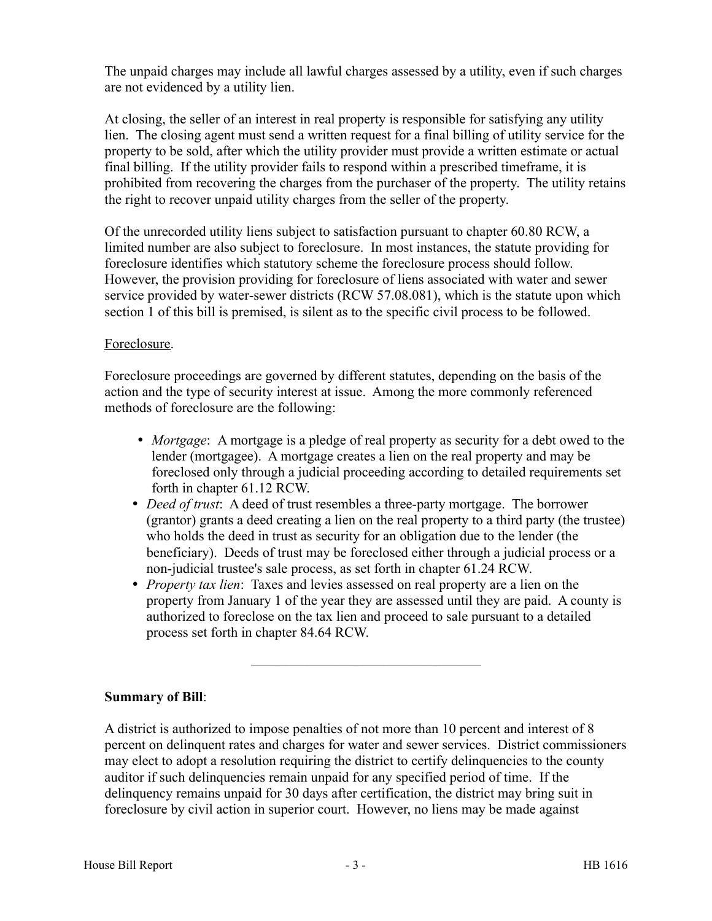The unpaid charges may include all lawful charges assessed by a utility, even if such charges are not evidenced by a utility lien.

At closing, the seller of an interest in real property is responsible for satisfying any utility lien. The closing agent must send a written request for a final billing of utility service for the property to be sold, after which the utility provider must provide a written estimate or actual final billing. If the utility provider fails to respond within a prescribed timeframe, it is prohibited from recovering the charges from the purchaser of the property. The utility retains the right to recover unpaid utility charges from the seller of the property.

Of the unrecorded utility liens subject to satisfaction pursuant to chapter 60.80 RCW, a limited number are also subject to foreclosure. In most instances, the statute providing for foreclosure identifies which statutory scheme the foreclosure process should follow. However, the provision providing for foreclosure of liens associated with water and sewer service provided by water-sewer districts (RCW 57.08.081), which is the statute upon which section 1 of this bill is premised, is silent as to the specific civil process to be followed.

Foreclosure.

Foreclosure proceedings are governed by different statutes, depending on the basis of the action and the type of security interest at issue. Among the more commonly referenced methods of foreclosure are the following:

- *Mortgage*: A mortgage is a pledge of real property as security for a debt owed to the lender (mortgagee). A mortgage creates a lien on the real property and may be foreclosed only through a judicial proceeding according to detailed requirements set forth in chapter 61.12 RCW.
- *Deed of trust*: A deed of trust resembles a three-party mortgage. The borrower (grantor) grants a deed creating a lien on the real property to a third party (the trustee) who holds the deed in trust as security for an obligation due to the lender (the beneficiary). Deeds of trust may be foreclosed either through a judicial process or a non-judicial trustee's sale process, as set forth in chapter 61.24 RCW.
- *Property tax lien*: Taxes and levies assessed on real property are a lien on the property from January 1 of the year they are assessed until they are paid. A county is authorized to foreclose on the tax lien and proceed to sale pursuant to a detailed process set forth in chapter 84.64 RCW.

---

**Summary of Bill**:

A district is authorized to impose penalties of not more than 10 percent and interest of 8 percent on delinquent rates and charges for water and sewer services. District commissioners may elect to adopt a resolution requiring the district to certify delinquencies to the county auditor if such delinquencies remain unpaid for any specified period of time. If the delinquency remains unpaid for 30 days after certification, the district may bring suit in foreclosure by civil action in superior court. However, no liens may be made against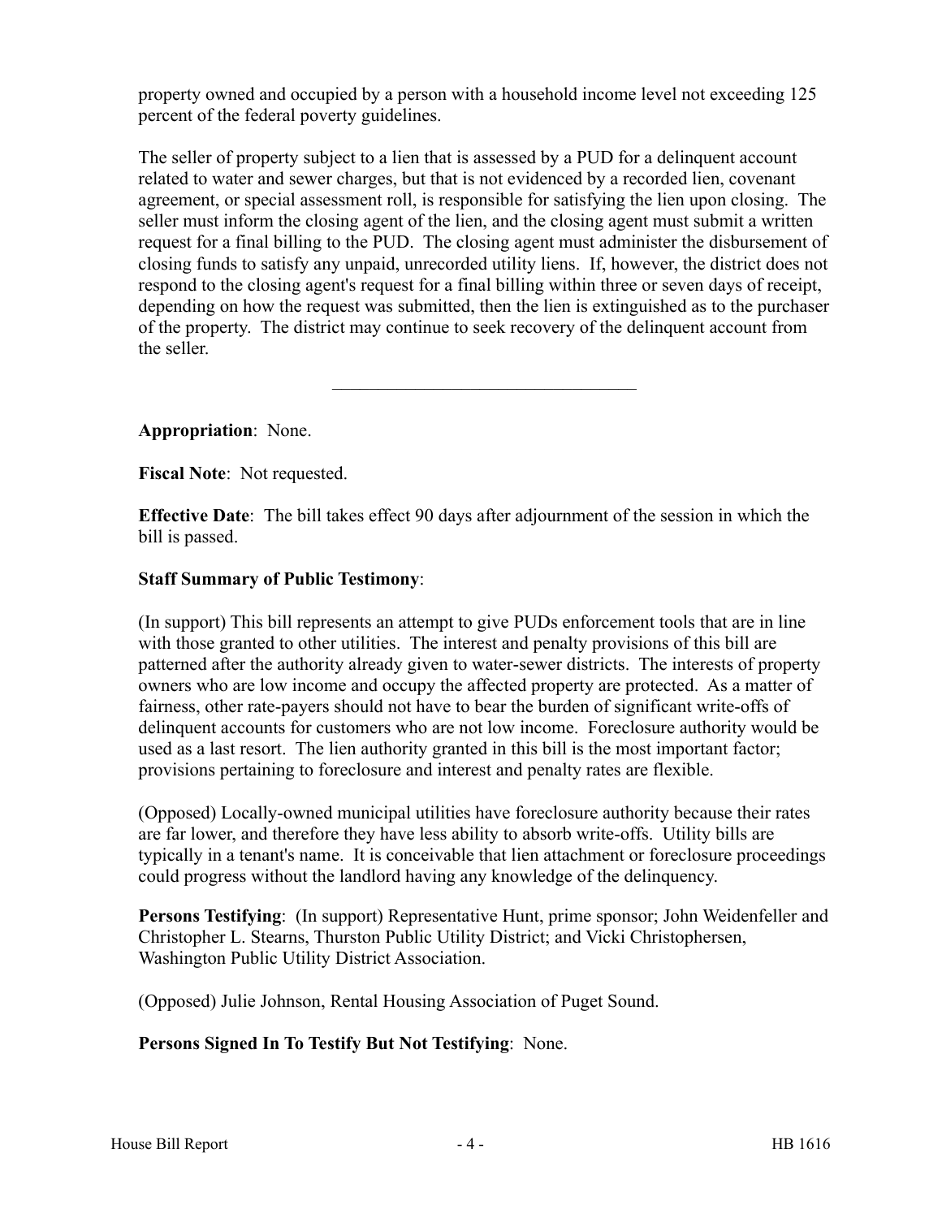property owned and occupied by a person with a household income level not exceeding 125 percent of the federal poverty guidelines.

The seller of property subject to a lien that is assessed by a PUD for a delinquent account related to water and sewer charges, but that is not evidenced by a recorded lien, covenant agreement, or special assessment roll, is responsible for satisfying the lien upon closing. The seller must inform the closing agent of the lien, and the closing agent must submit a written request for a final billing to the PUD. The closing agent must administer the disbursement of closing funds to satisfy any unpaid, unrecorded utility liens. If, however, the district does not respond to the closing agent's request for a final billing within three or seven days of receipt, depending on how the request was submitted, then the lien is extinguished as to the purchaser of the property. The district may continue to seek recovery of the delinquent account from the seller.

---

**Appropriation**: None.

**Fiscal Note**: Not requested.

**Effective Date**: The bill takes effect 90 days after adjournment of the session in which the bill is passed.

**Staff Summary of Public Testimony**:

(In support) This bill represents an attempt to give PUDs enforcement tools that are in line with those granted to other utilities. The interest and penalty provisions of this bill are patterned after the authority already given to water-sewer districts. The interests of property owners who are low income and occupy the affected property are protected. As a matter of fairness, other rate-payers should not have to bear the burden of significant write-offs of delinquent accounts for customers who are not low income. Foreclosure authority would be used as a last resort. The lien authority granted in this bill is the most important factor; provisions pertaining to foreclosure and interest and penalty rates are flexible.

(Opposed) Locally-owned municipal utilities have foreclosure authority because their rates are far lower, and therefore they have less ability to absorb write-offs. Utility bills are typically in a tenant's name. It is conceivable that lien attachment or foreclosure proceedings could progress without the landlord having any knowledge of the delinquency.

**Persons Testifying**: (In support) Representative Hunt, prime sponsor; John Weidenfeller and Christopher L. Stearns, Thurston Public Utility District; and Vicki Christophersen, Washington Public Utility District Association.

(Opposed) Julie Johnson, Rental Housing Association of Puget Sound.

**Persons Signed In To Testify But Not Testifying**: None.